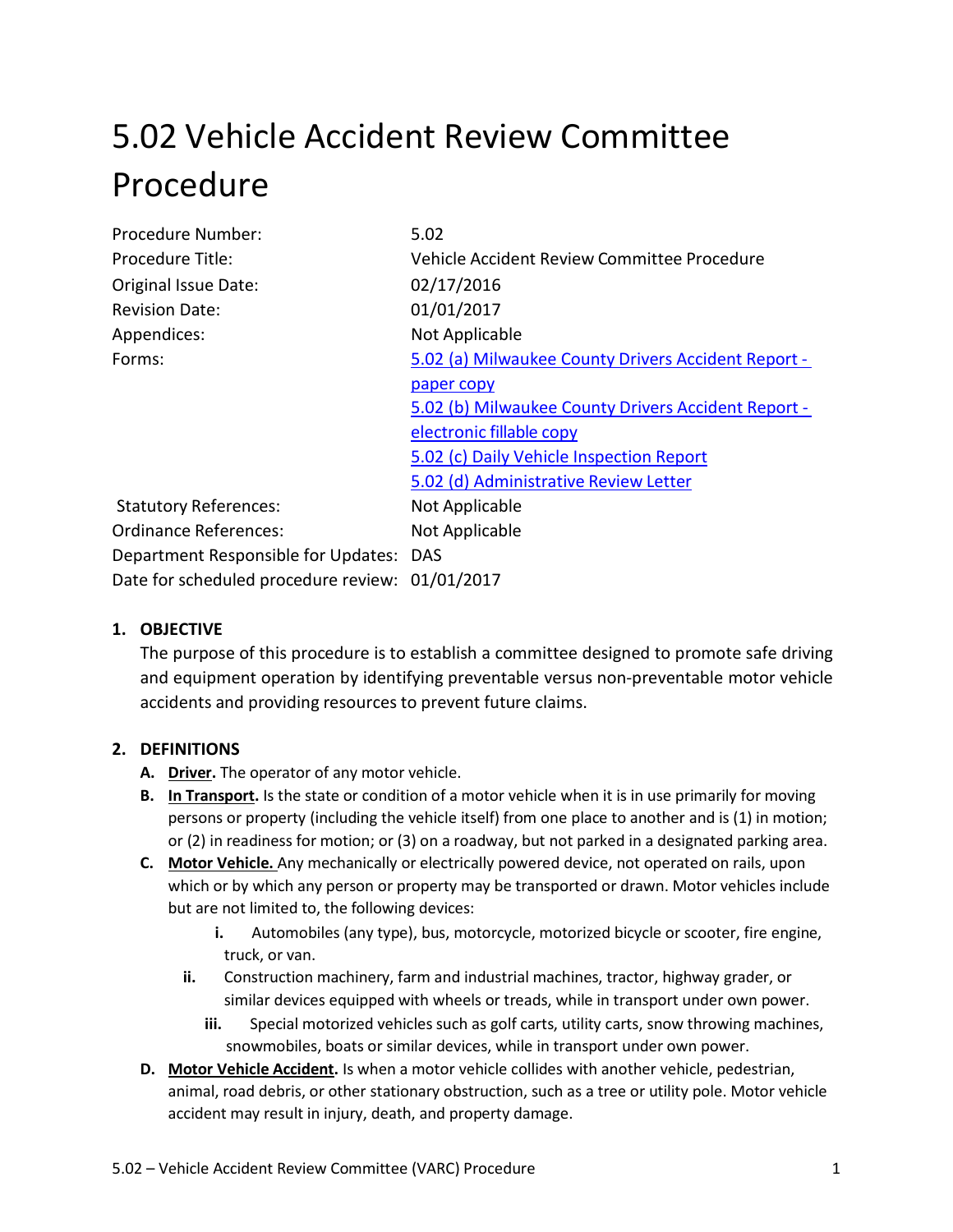# 5.02 Vehicle Accident Review Committee Procedure

| | |
|---|---|
| Procedure Number: | 5.02 |
| Procedure Title: | Vehicle Accident Review Committee Procedure |
| Original Issue Date: | 02/17/2016 |
| Revision Date: | 01/01/2017 |
| Appendices: | Not Applicable |
| Forms: | 5.02 (a) Milwaukee County Drivers Accident Report - paper copy<br>5.02 (b) Milwaukee County Drivers Accident Report - electronic fillable copy<br>5.02 (c) Daily Vehicle Inspection Report<br>5.02 (d) Administrative Review Letter |
| Statutory References: | Not Applicable |
| Ordinance References: | Not Applicable |
| Department Responsible for Updates: | DAS |
| Date for scheduled procedure review: | 01/01/2017 |

**1. OBJECTIVE**

The purpose of this procedure is to establish a committee designed to promote safe driving and equipment operation by identifying preventable versus non-preventable motor vehicle accidents and providing resources to prevent future claims.

**2. DEFINITIONS**

**A. <u>Driver</u>.** The operator of any motor vehicle.

**B. <u>In Transport</u>.** Is the state or condition of a motor vehicle when it is in use primarily for moving persons or property (including the vehicle itself) from one place to another and is (1) in motion; or (2) in readiness for motion; or (3) on a roadway, but not parked in a designated parking area.

**C. <u>Motor Vehicle.</u>** Any mechanically or electrically powered device, not operated on rails, upon which or by which any person or property may be transported or drawn. Motor vehicles include but are not limited to, the following devices:

- **i.** Automobiles (any type), bus, motorcycle, motorized bicycle or scooter, fire engine, truck, or van.
- **ii.** Construction machinery, farm and industrial machines, tractor, highway grader, or similar devices equipped with wheels or treads, while in transport under own power.
- **iii.** Special motorized vehicles such as golf carts, utility carts, snow throwing machines, snowmobiles, boats or similar devices, while in transport under own power.

**D. <u>Motor Vehicle Accident</u>.** Is when a motor vehicle collides with another vehicle, pedestrian, animal, road debris, or other stationary obstruction, such as a tree or utility pole. Motor vehicle accident may result in injury, death, and property damage.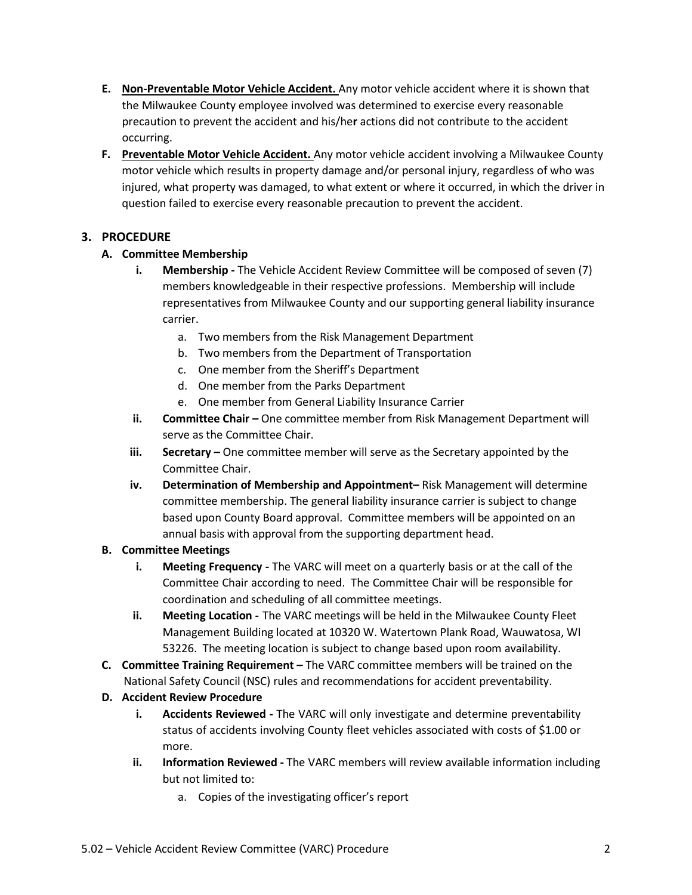- **E. Non-Preventable Motor Vehicle Accident.** Any motor vehicle accident where it is shown that the Milwaukee County employee involved was determined to exercise every reasonable precaution to prevent the accident and his/her actions did not contribute to the accident occurring.
- **F. Preventable Motor Vehicle Accident.** Any motor vehicle accident involving a Milwaukee County motor vehicle which results in property damage and/or personal injury, regardless of who was injured, what property was damaged, to what extent or where it occurred, in which the driver in question failed to exercise every reasonable precaution to prevent the accident.

## 3. PROCEDURE

### A. Committee Membership

- **i. Membership -** The Vehicle Accident Review Committee will be composed of seven (7) members knowledgeable in their respective professions. Membership will include representatives from Milwaukee County and our supporting general liability insurance carrier.
  - a. Two members from the Risk Management Department
  - b. Two members from the Department of Transportation
  - c. One member from the Sheriff's Department
  - d. One member from the Parks Department
  - e. One member from General Liability Insurance Carrier
- **ii. Committee Chair –** One committee member from Risk Management Department will serve as the Committee Chair.
- **iii. Secretary –** One committee member will serve as the Secretary appointed by the Committee Chair.
- **iv. Determination of Membership and Appointment–** Risk Management will determine committee membership. The general liability insurance carrier is subject to change based upon County Board approval. Committee members will be appointed on an annual basis with approval from the supporting department head.

### B. Committee Meetings

- **i. Meeting Frequency -** The VARC will meet on a quarterly basis or at the call of the Committee Chair according to need. The Committee Chair will be responsible for coordination and scheduling of all committee meetings.
- **ii. Meeting Location -** The VARC meetings will be held in the Milwaukee County Fleet Management Building located at 10320 W. Watertown Plank Road, Wauwatosa, WI 53226. The meeting location is subject to change based upon room availability.

### C. Committee Training Requirement –

The VARC committee members will be trained on the National Safety Council (NSC) rules and recommendations for accident preventability.

### D. Accident Review Procedure

- **i. Accidents Reviewed -** The VARC will only investigate and determine preventability status of accidents involving County fleet vehicles associated with costs of $1.00 or more.
- **ii. Information Reviewed -** The VARC members will review available information including but not limited to:
  - a. Copies of the investigating officer's report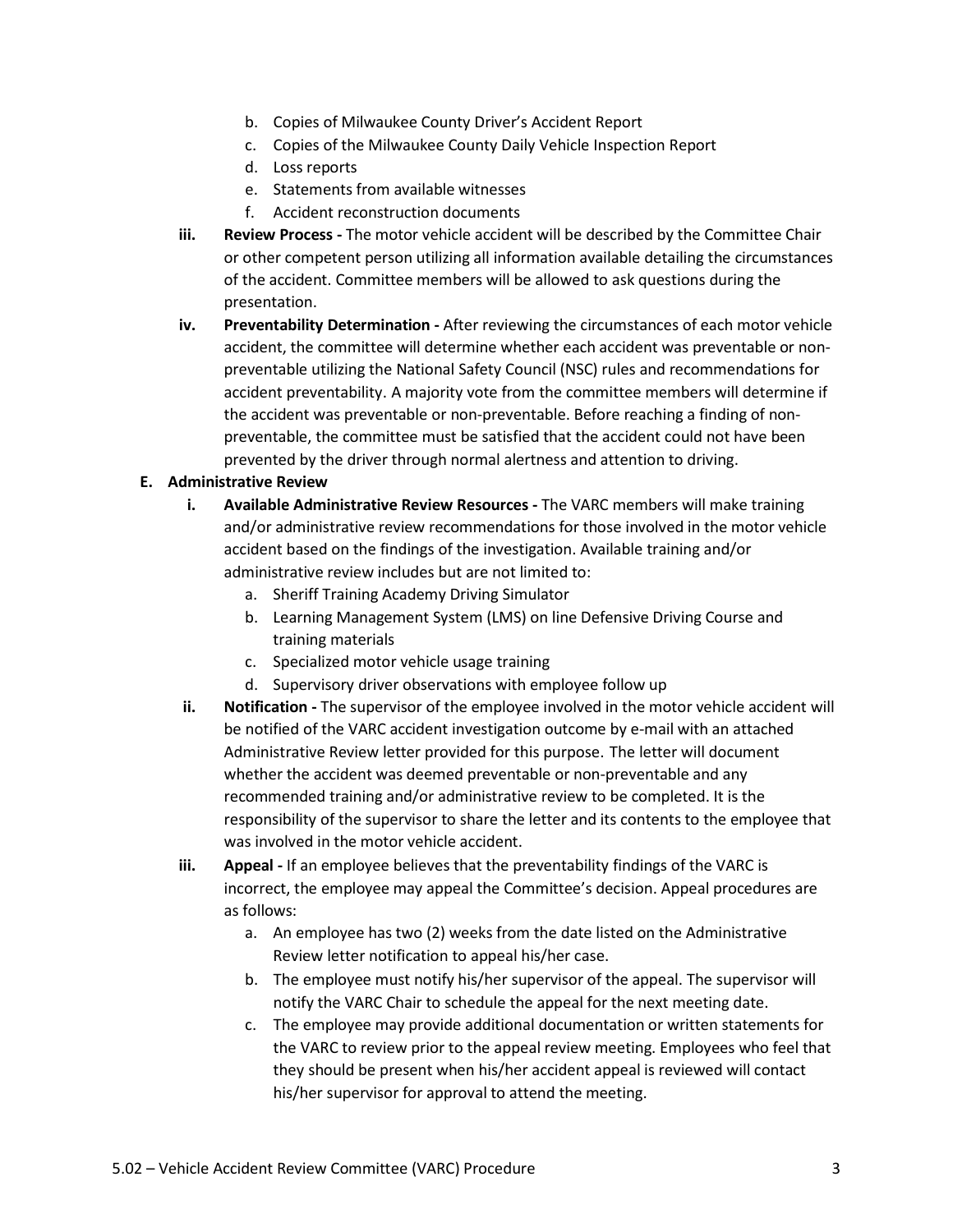b. Copies of Milwaukee County Driver's Accident Report
   c. Copies of the Milwaukee County Daily Vehicle Inspection Report
   d. Loss reports
   e. Statements from available witnesses
   f. Accident reconstruction documents

iii. **Review Process -** The motor vehicle accident will be described by the Committee Chair or other competent person utilizing all information available detailing the circumstances of the accident. Committee members will be allowed to ask questions during the presentation.

iv. **Preventability Determination -** After reviewing the circumstances of each motor vehicle accident, the committee will determine whether each accident was preventable or non-preventable utilizing the National Safety Council (NSC) rules and recommendations for accident preventability. A majority vote from the committee members will determine if the accident was preventable or non-preventable. Before reaching a finding of non-preventable, the committee must be satisfied that the accident could not have been prevented by the driver through normal alertness and attention to driving.

**E. Administrative Review**

i. **Available Administrative Review Resources -** The VARC members will make training and/or administrative review recommendations for those involved in the motor vehicle accident based on the findings of the investigation. Available training and/or administrative review includes but are not limited to:
   a. Sheriff Training Academy Driving Simulator
   b. Learning Management System (LMS) on line Defensive Driving Course and training materials
   c. Specialized motor vehicle usage training
   d. Supervisory driver observations with employee follow up

ii. **Notification -** The supervisor of the employee involved in the motor vehicle accident will be notified of the VARC accident investigation outcome by e-mail with an attached Administrative Review letter provided for this purpose. The letter will document whether the accident was deemed preventable or non-preventable and any recommended training and/or administrative review to be completed. It is the responsibility of the supervisor to share the letter and its contents to the employee that was involved in the motor vehicle accident.

iii. **Appeal -** If an employee believes that the preventability findings of the VARC is incorrect, the employee may appeal the Committee's decision. Appeal procedures are as follows:
   a. An employee has two (2) weeks from the date listed on the Administrative Review letter notification to appeal his/her case.
   b. The employee must notify his/her supervisor of the appeal. The supervisor will notify the VARC Chair to schedule the appeal for the next meeting date.
   c. The employee may provide additional documentation or written statements for the VARC to review prior to the appeal review meeting. Employees who feel that they should be present when his/her accident appeal is reviewed will contact his/her supervisor for approval to attend the meeting.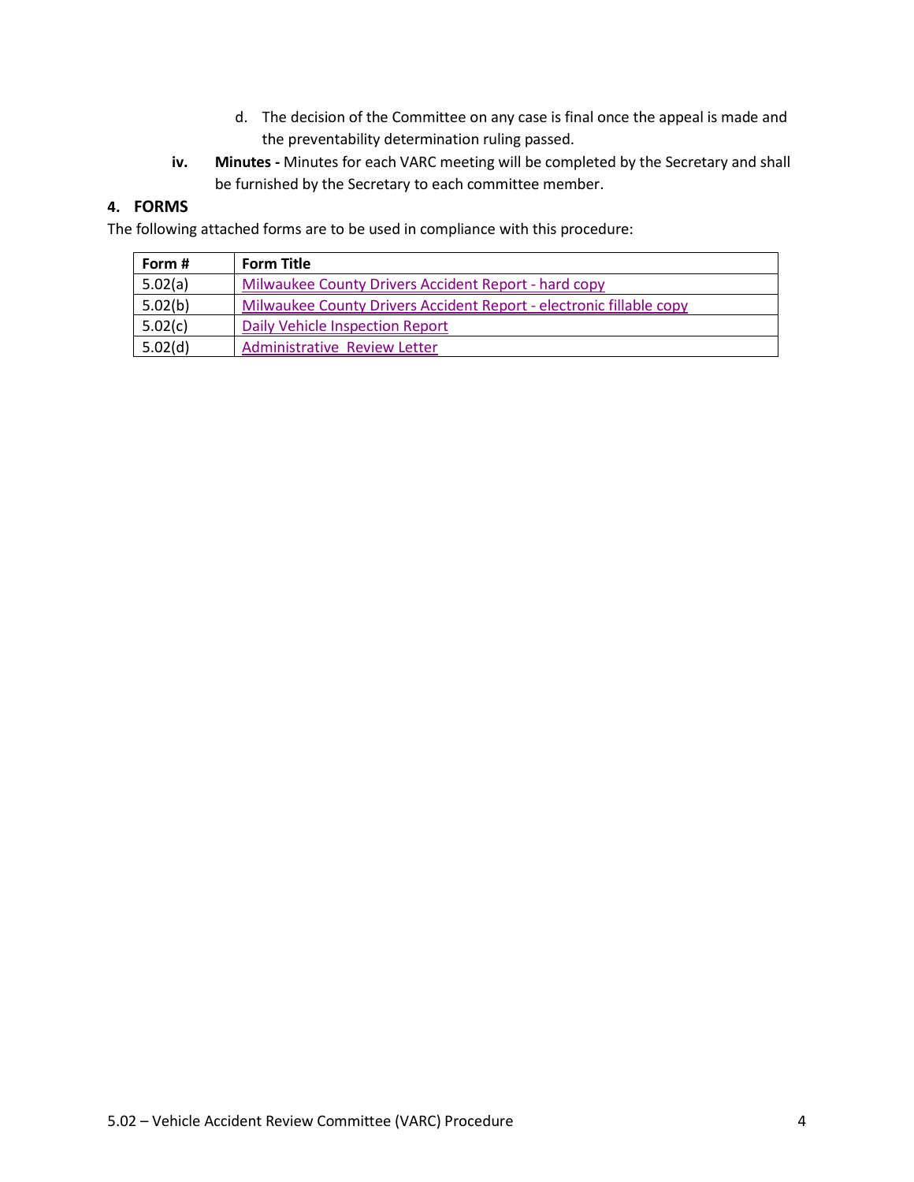d. The decision of the Committee on any case is final once the appeal is made and the preventability determination ruling passed.

**iv. Minutes -** Minutes for each VARC meeting will be completed by the Secretary and shall be furnished by the Secretary to each committee member.

## 4. FORMS

The following attached forms are to be used in compliance with this procedure:

| Form # | Form Title |
|---|---|
| 5.02(a) | Milwaukee County Drivers Accident Report - hard copy |
| 5.02(b) | Milwaukee County Drivers Accident Report - electronic fillable copy |
| 5.02(c) | Daily Vehicle Inspection Report |
| 5.02(d) | Administrative Review Letter |